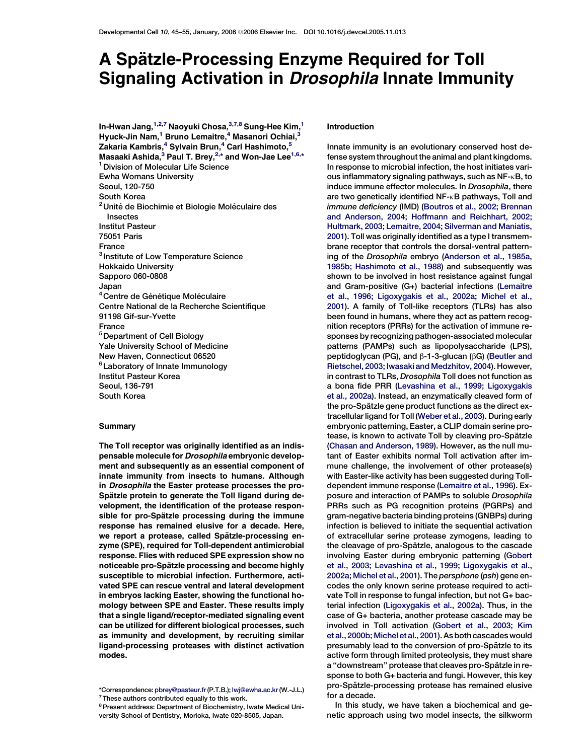# A Spätzle-Processing Enzyme Required for Toll Signaling Activation in *Drosophila* Innate Immunity

In-Hwan Jang,[1,2,7] Naoyuki Chosa,[3,7,8] Sung-Hee Kim,[1] Hyuck-Jin Nam,[1] Bruno Lemaitre,[4] Masanori Ochiai,[3] Zakaria Kambris,[4] Sylvain Brun,[4] Carl Hashimoto,[5] Masaaki Ashida,[3] Paul T. Brey,[2,*] and Won-Jae Lee[1,6,*]

[1] Division of Molecular Life Science, Ewha Womans University, Seoul, 120-750, South Korea
[2] Unité de Biochimie et Biologie Moléculaire des Insectes, Institut Pasteur, 75051 Paris, France
[3] Institute of Low Temperature Science, Hokkaido University, Sapporo 060-0808, Japan
[4] Centre de Génétique Moléculaire, Centre National de la Recherche Scientifique, 91198 Gif-sur-Yvette, France
[5] Department of Cell Biology, Yale University School of Medicine, New Haven, Connecticut 06520
[6] Laboratory of Innate Immunology, Institut Pasteur Korea, Seoul, 136-791, South Korea

## Summary

**The Toll receptor was originally identified as an indispensable molecule for *Drosophila* embryonic development and subsequently as an essential component of innate immunity from insects to humans. Although in *Drosophila* the Easter protease processes the pro-Spätzle protein to generate the Toll ligand during development, the identification of the protease responsible for pro-Spätzle processing during the immune response has remained elusive for a decade. Here, we report a protease, called Spätzle-processing enzyme (SPE), required for Toll-dependent antimicrobial response. Flies with reduced SPE expression show no noticeable pro-Spätzle processing and become highly susceptible to microbial infection. Furthermore, activated SPE can rescue ventral and lateral development in embryos lacking Easter, showing the functional homology between SPE and Easter. These results imply that a single ligand/receptor-mediated signaling event can be utilized for different biological processes, such as immunity and development, by recruiting similar ligand-processing proteases with distinct activation modes.**

*Correspondence: pbrey@pasteur.fr (P.T.B.); lwj@ewha.ac.kr (W.-J.L.)
[7] These authors contributed equally to this work.
[8] Present address: Department of Biochemistry, Iwate Medical University School of Dentistry, Morioka, Iwate 020-8505, Japan.

## Introduction

Innate immunity is an evolutionary conserved host defense system throughout the animal and plant kingdoms. In response to microbial infection, the host initiates various inflammatory signaling pathways, such as NF-κB, to induce immune effector molecules. In *Drosophila*, there are two genetically identified NF-κB pathways, Toll and *immune deficiency* (IMD) (Boutros et al., 2002; Brennan and Anderson, 2004; Hoffmann and Reichhart, 2002; Hultmark, 2003; Lemaitre, 2004; Silverman and Maniatis, 2001). Toll was originally identified as a type I transmembrane receptor that controls the dorsal-ventral patterning of the *Drosophila* embryo (Anderson et al., 1985a, 1985b; Hashimoto et al., 1988) and subsequently was shown to be involved in host resistance against fungal and Gram-positive (G+) bacterial infections (Lemaitre et al., 1996; Ligoxygakis et al., 2002a; Michel et al., 2001). A family of Toll-like receptors (TLRs) has also been found in humans, where they act as pattern recognition receptors (PRRs) for the activation of immune responses by recognizing pathogen-associated molecular patterns (PAMPs) such as lipopolysaccharide (LPS), peptidoglycan (PG), and β-1-3-glucan (βG) (Beutler and Rietschel, 2003; Iwasaki and Medzhitov, 2004). However, in contrast to TLRs, *Drosophila* Toll does not function as a bona fide PRR (Levashina et al., 1999; Ligoxygakis et al., 2002a). Instead, an enzymatically cleaved form of the pro-Spätzle gene product functions as the direct extracellular ligand for Toll (Weber et al., 2003). During early embryonic patterning, Easter, a CLIP domain serine protease, is known to activate Toll by cleaving pro-Spätzle (Chasan and Anderson, 1989). However, as the null mutant of Easter exhibits normal Toll activation after immune challenge, the involvement of other protease(s) with Easter-like activity has been suggested during Toll-dependent immune response (Lemaitre et al., 1996). Exposure and interaction of PAMPs to soluble *Drosophila* PRRs such as PG recognition proteins (PGRPs) and gram-negative bacteria binding proteins (GNBPs) during infection is believed to initiate the sequential activation of extracellular serine protease zymogens, leading to the cleavage of pro-Spätzle, analogous to the cascade involving Easter during embryonic patterning (Gobert et al., 2003; Levashina et al., 1999; Ligoxygakis et al., 2002a; Michel et al., 2001). The *persphone* (*psh*) gene encodes the only known serine protease required to activate Toll in response to fungal infection, but not G+ bacterial infection (Ligoxygakis et al., 2002a). Thus, in the case of G+ bacteria, another protease cascade may be involved in Toll activation (Gobert et al., 2003; Kim et al., 2000b; Michel et al., 2001). As both cascades would presumably lead to the conversion of pro-Spätzle to its active form through limited proteolysis, they must share a "downstream" protease that cleaves pro-Spätzle in response to both G+ bacteria and fungi. However, this key pro-Spätzle-processing protease has remained elusive for a decade.

In this study, we have taken a biochemical and genetic approach using two model insects, the silkworm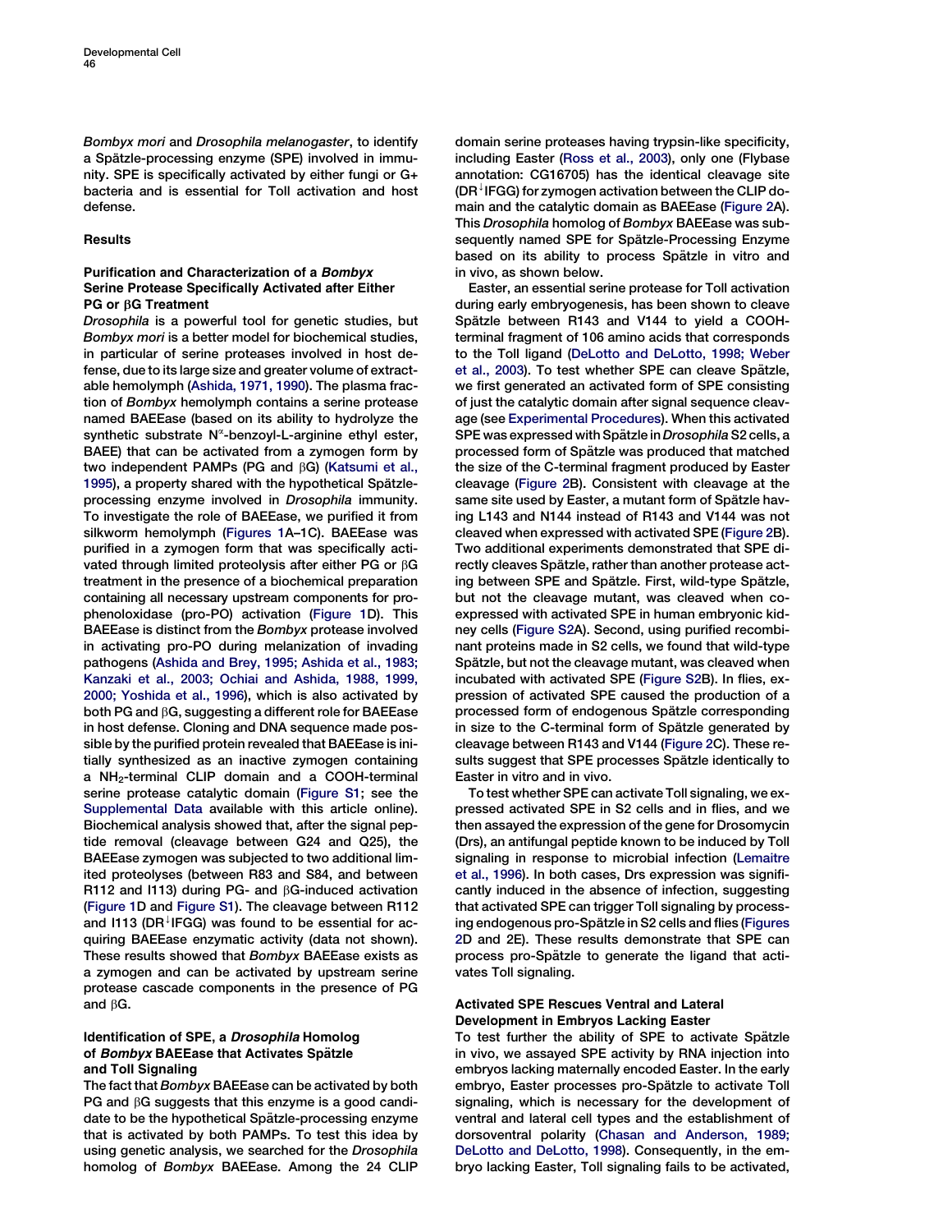*Bombyx mori* and *Drosophila melanogaster*, to identify a Spätzle-processing enzyme (SPE) involved in immunity. SPE is specifically activated by either fungi or G+ bacteria and is essential for Toll activation and host defense.

## Results

### Purification and Characterization of a *Bombyx* Serine Protease Specifically Activated after Either PG or βG Treatment

*Drosophila* is a powerful tool for genetic studies, but *Bombyx mori* is a better model for biochemical studies, in particular of serine proteases involved in host defense, due to its large size and greater volume of extractable hemolymph (Ashida, 1971, 1990). The plasma fraction of *Bombyx* hemolymph contains a serine protease named BAEEase (based on its ability to hydrolyze the synthetic substrate $N^{\alpha}$-benzoyl-L-arginine ethyl ester, BAEE) that can be activated from a zymogen form by two independent PAMPs (PG and βG) (Katsumi et al., 1995), a property shared with the hypothetical Spätzle-processing enzyme involved in *Drosophila* immunity. To investigate the role of BAEEase, we purified it from silkworm hemolymph (Figures 1A–1C). BAEEase was purified in a zymogen form that was specifically activated through limited proteolysis after either PG or βG treatment in the presence of a biochemical preparation containing all necessary upstream components for prophenoloxidase (pro-PO) activation (Figure 1D). This BAEEase is distinct from the *Bombyx* protease involved in activating pro-PO during melanization of invading pathogens (Ashida and Brey, 1995; Ashida et al., 1983; Kanzaki et al., 2003; Ochiai and Ashida, 1988, 1999, 2000; Yoshida et al., 1996), which is also activated by both PG and βG, suggesting a different role for BAEEase in host defense. Cloning and DNA sequence made possible by the purified protein revealed that BAEEase is initially synthesized as an inactive zymogen containing a $NH_2$-terminal CLIP domain and a COOH-terminal serine protease catalytic domain (Figure S1; see the Supplemental Data available with this article online). Biochemical analysis showed that, after the signal peptide removal (cleavage between G24 and Q25), the BAEEase zymogen was subjected to two additional limited proteolyses (between R83 and S84, and between R112 and I113) during PG- and βG-induced activation (Figure 1D and Figure S1). The cleavage between R112 and I113 (DR↓IFGG) was found to be essential for acquiring BAEEase enzymatic activity (data not shown). These results showed that *Bombyx* BAEEase exists as a zymogen and can be activated by upstream serine protease cascade components in the presence of PG and βG.

### Identification of SPE, a *Drosophila* Homolog of *Bombyx* BAEEase that Activates Spätzle and Toll Signaling

The fact that *Bombyx* BAEEase can be activated by both PG and βG suggests that this enzyme is a good candidate to be the hypothetical Spätzle-processing enzyme that is activated by both PAMPs. To test this idea by using genetic analysis, we searched for the *Drosophila* homolog of *Bombyx* BAEEase. Among the 24 CLIP domain serine proteases having trypsin-like specificity, including Easter (Ross et al., 2003), only one (Flybase annotation: CG16705) has the identical cleavage site (DR↓IFGG) for zymogen activation between the CLIP domain and the catalytic domain as BAEEase (Figure 2A). This *Drosophila* homolog of *Bombyx* BAEEase was subsequently named SPE for Spätzle-Processing Enzyme based on its ability to process Spätzle in vitro and in vivo, as shown below.

Easter, an essential serine protease for Toll activation during early embryogenesis, has been shown to cleave Spätzle between R143 and V144 to yield a COOH-terminal fragment of 106 amino acids that corresponds to the Toll ligand (DeLotto and DeLotto, 1998; Weber et al., 2003). To test whether SPE can cleave Spätzle, we first generated an activated form of SPE consisting of just the catalytic domain after signal sequence cleavage (see Experimental Procedures). When this activated SPE was expressed with Spätzle in *Drosophila* S2 cells, a processed form of Spätzle was produced that matched the size of the C-terminal fragment produced by Easter cleavage (Figure 2B). Consistent with cleavage at the same site used by Easter, a mutant form of Spätzle having L143 and N144 instead of R143 and V144 was not cleaved when expressed with activated SPE (Figure 2B). Two additional experiments demonstrated that SPE directly cleaves Spätzle, rather than another protease acting between SPE and Spätzle. First, wild-type Spätzle, but not the cleavage mutant, was cleaved when coexpressed with activated SPE in human embryonic kidney cells (Figure S2A). Second, using purified recombinant proteins made in S2 cells, we found that wild-type Spätzle, but not the cleavage mutant, was cleaved when incubated with activated SPE (Figure S2B). In flies, expression of activated SPE caused the production of a processed form of endogenous Spätzle corresponding in size to the C-terminal form of Spätzle generated by cleavage between R143 and V144 (Figure 2C). These results suggest that SPE processes Spätzle identically to Easter in vitro and in vivo.

To test whether SPE can activate Toll signaling, we expressed activated SPE in S2 cells and in flies, and we then assayed the expression of the gene for Drosomycin (Drs), an antifungal peptide known to be induced by Toll signaling in response to microbial infection (Lemaitre et al., 1996). In both cases, Drs expression was significantly induced in the absence of infection, suggesting that activated SPE can trigger Toll signaling by processing endogenous pro-Spätzle in S2 cells and flies (Figures 2D and 2E). These results demonstrate that SPE can process pro-Spätzle to generate the ligand that activates Toll signaling.

### Activated SPE Rescues Ventral and Lateral Development in Embryos Lacking Easter

To test further the ability of SPE to activate Spätzle in vivo, we assayed SPE activity by RNA injection into embryos lacking maternally encoded Easter. In the early embryo, Easter processes pro-Spätzle to activate Toll signaling, which is necessary for the development of ventral and lateral cell types and the establishment of dorsoventral polarity (Chasan and Anderson, 1989; DeLotto and DeLotto, 1998). Consequently, in the embryo lacking Easter, Toll signaling fails to be activated,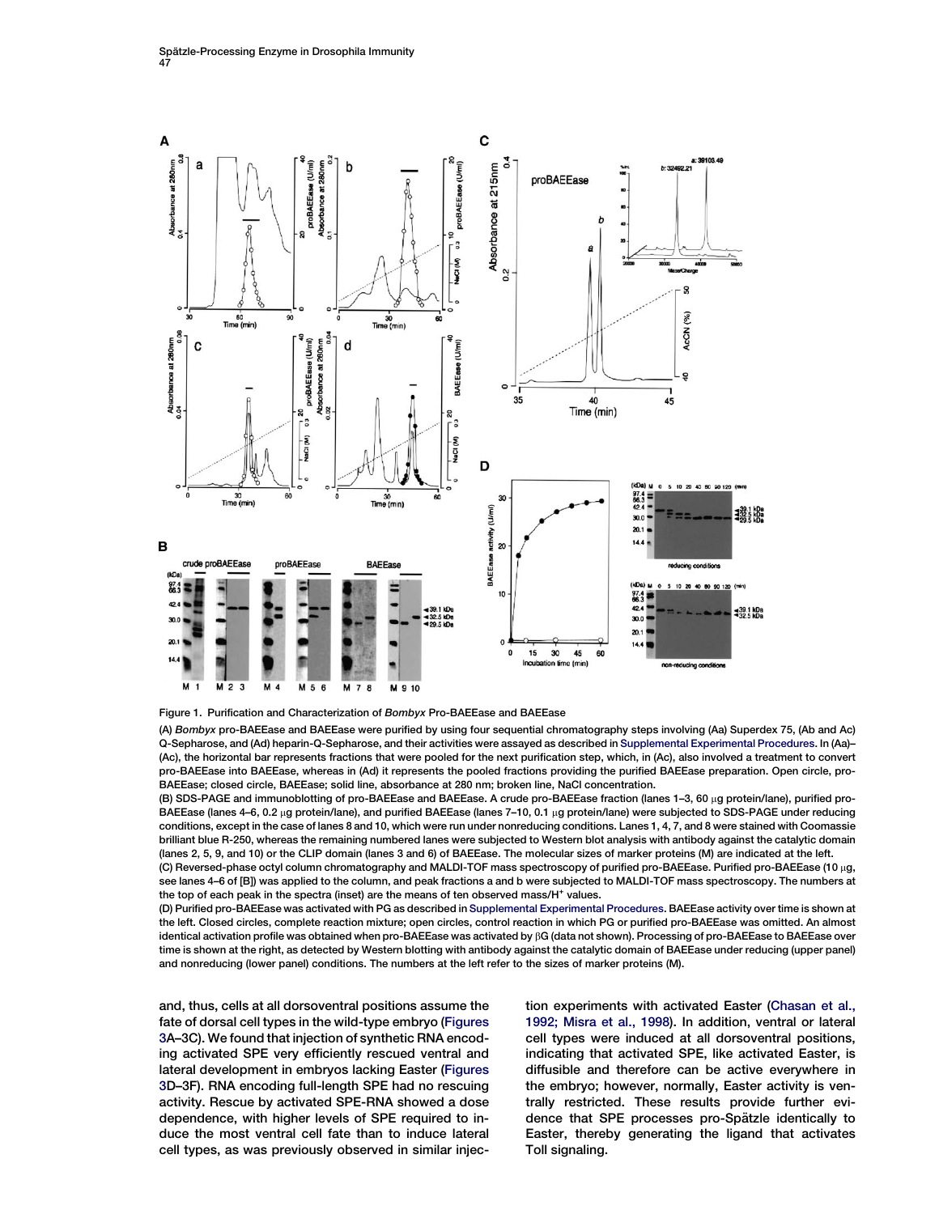Figure 1. Purification and Characterization of *Bombyx* Pro-BAEEase and BAEEase

(A) *Bombyx* pro-BAEEase and BAEEase were purified by using four sequential chromatography steps involving (Aa) Superdex 75, (Ab and Ac) Q-Sepharose, and (Ad) heparin-Q-Sepharose, and their activities were assayed as described in Supplemental Experimental Procedures. In (Aa)–(Ac), the horizontal bar represents fractions that were pooled for the next purification step, which, in (Ac), also involved a treatment to convert pro-BAEEase into BAEEase, whereas in (Ad) it represents the pooled fractions providing the purified BAEEase preparation. Open circle, pro-BAEEase; closed circle, BAEEase; solid line, absorbance at 280 nm; broken line, NaCl concentration.

(B) SDS-PAGE and immunoblotting of pro-BAEEase and BAEEase. A crude pro-BAEEase fraction (lanes 1–3, 60 μg protein/lane), purified pro-BAEEase (lanes 4–6, 0.2 μg protein/lane), and purified BAEEase (lanes 7–10, 0.1 μg protein/lane) were subjected to SDS-PAGE under reducing conditions, except in the case of lanes 8 and 10, which were run under nonreducing conditions. Lanes 1, 4, 7, and 8 were stained with Coomassie brilliant blue R-250, whereas the remaining numbered lanes were subjected to Western blot analysis with antibody against the catalytic domain (lanes 2, 5, 9, and 10) or the CLIP domain (lanes 3 and 6) of BAEEase. The molecular sizes of marker proteins (M) are indicated at the left.

(C) Reversed-phase octyl column chromatography and MALDI-TOF mass spectroscopy of purified pro-BAEEase. Purified pro-BAEEase (10 μg, see lanes 4–6 of [B]) was applied to the column, and peak fractions a and b were subjected to MALDI-TOF mass spectroscopy. The numbers at the top of each peak in the spectra (inset) are the means of ten observed mass/$H^+$ values.

(D) Purified pro-BAEEase was activated with PG as described in Supplemental Experimental Procedures. BAEEase activity over time is shown at the left. Closed circles, complete reaction mixture; open circles, control reaction in which PG or purified pro-BAEEase was omitted. An almost identical activation profile was obtained when pro-BAEEase was activated by βG (data not shown). Processing of pro-BAEEase to BAEEase over time is shown at the right, as detected by Western blotting with antibody against the catalytic domain of BAEEase under reducing (upper panel) and nonreducing (lower panel) conditions. The numbers at the left refer to the sizes of marker proteins (M).

and, thus, cells at all dorsoventral positions assume the fate of dorsal cell types in the wild-type embryo (Figures 3A–3C). We found that injection of synthetic RNA encoding activated SPE very efficiently rescued ventral and lateral development in embryos lacking Easter (Figures 3D–3F). RNA encoding full-length SPE had no rescuing activity. Rescue by activated SPE-RNA showed a dose dependence, with higher levels of SPE required to induce the most ventral cell fate than to induce lateral cell types, as was previously observed in similar injection experiments with activated Easter (Chasan et al., 1992; Misra et al., 1998). In addition, ventral or lateral cell types were induced at all dorsoventral positions, indicating that activated SPE, like activated Easter, is diffusible and therefore can be active everywhere in the embryo; however, normally, Easter activity is ventrally restricted. These results provide further evidence that SPE processes pro-Spätzle identically to Easter, thereby generating the ligand that activates Toll signaling.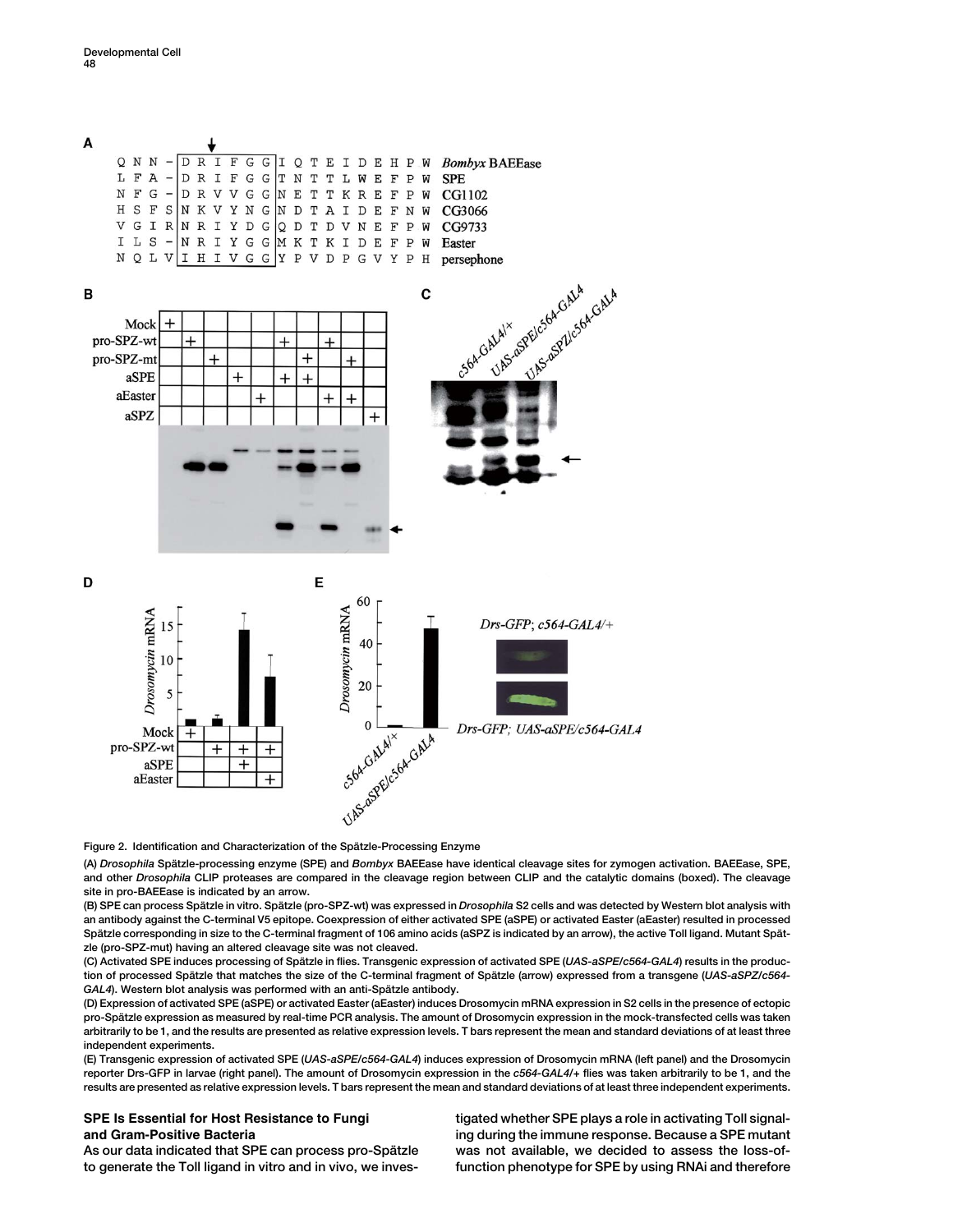Figure 2. Identification and Characterization of the Spätzle-Processing Enzyme

(A) *Drosophila* Spätzle-processing enzyme (SPE) and *Bombyx* BAEEase have identical cleavage sites for zymogen activation. BAEEase, SPE, and other *Drosophila* CLIP proteases are compared in the cleavage region between CLIP and the catalytic domains (boxed). The cleavage site in pro-BAEEase is indicated by an arrow.

(B) SPE can process Spätzle in vitro. Spätzle (pro-SPZ-wt) was expressed in *Drosophila* S2 cells and was detected by Western blot analysis with an antibody against the C-terminal V5 epitope. Coexpression of either activated SPE (aSPE) or activated Easter (aEaster) resulted in processed Spätzle corresponding in size to the C-terminal fragment of 106 amino acids (aSPZ is indicated by an arrow), the active Toll ligand. Mutant Spätzle (pro-SPZ-mut) having an altered cleavage site was not cleaved.

(C) Activated SPE induces processing of Spätzle in flies. Transgenic expression of activated SPE (*UAS-aSPE/c564-GAL4*) results in the production of processed Spätzle that matches the size of the C-terminal fragment of Spätzle (arrow) expressed from a transgene (*UAS-aSPZ/c564-GAL4*). Western blot analysis was performed with an anti-Spätzle antibody.

(D) Expression of activated SPE (aSPE) or activated Easter (aEaster) induces Drosomycin mRNA expression in S2 cells in the presence of ectopic pro-Spätzle expression as measured by real-time PCR analysis. The amount of Drosomycin expression in the mock-transfected cells was taken arbitrarily to be 1, and the results are presented as relative expression levels. T bars represent the mean and standard deviations of at least three independent experiments.

(E) Transgenic expression of activated SPE (*UAS-aSPE/c564-GAL4*) induces expression of Drosomycin mRNA (left panel) and the Drosomycin reporter Drs-GFP in larvae (right panel). The amount of Drosomycin expression in the *c564-GAL4/+* flies was taken arbitrarily to be 1, and the results are presented as relative expression levels. T bars represent the mean and standard deviations of at least three independent experiments.

## SPE Is Essential for Host Resistance to Fungi and Gram-Positive Bacteria

As our data indicated that SPE can process pro-Spätzle to generate the Toll ligand in vitro and in vivo, we investigated whether SPE plays a role in activating Toll signaling during the immune response. Because a SPE mutant was not available, we decided to assess the loss-of-function phenotype for SPE by using RNAi and therefore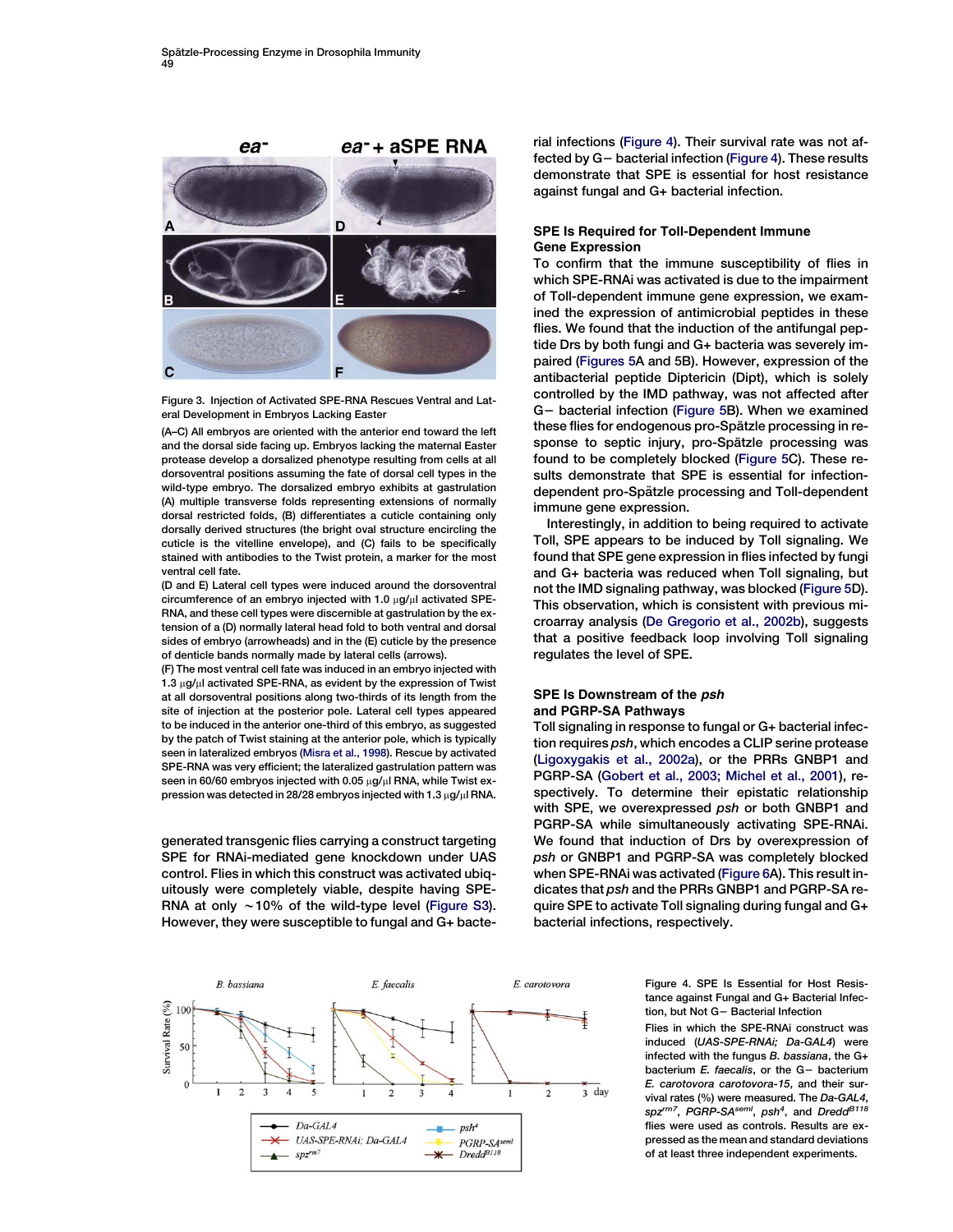Figure 3. Injection of Activated SPE-RNA Rescues Ventral and Lateral Development in Embryos Lacking Easter

(A–C) All embryos are oriented with the anterior end toward the left and the dorsal side facing up. Embryos lacking the maternal Easter protease develop a dorsalized phenotype resulting from cells at all dorsoventral positions assuming the fate of dorsal cell types in the wild-type embryo. The dorsalized embryo exhibits at gastrulation (A) multiple transverse folds representing extensions of normally dorsal restricted folds, (B) differentiates a cuticle containing only dorsally derived structures (the bright oval structure encircling the cuticle is the vitelline envelope), and (C) fails to be specifically stained with antibodies to the Twist protein, a marker for the most ventral cell fate.

(D and E) Lateral cell types were induced around the dorsoventral circumference of an embryo injected with 1.0 μg/μl activated SPE-RNA, and these cell types were discernible at gastrulation by the extension of a (D) normally lateral head fold to both ventral and dorsal sides of embryo (arrowheads) and in the (E) cuticle by the presence of denticle bands normally made by lateral cells (arrows).

(F) The most ventral cell fate was induced in an embryo injected with 1.3 μg/μl activated SPE-RNA, as evident by the expression of Twist at all dorsoventral positions along two-thirds of its length from the site of injection at the posterior pole. Lateral cell types appeared to be induced in the anterior one-third of this embryo, as suggested by the patch of Twist staining at the anterior pole, which is typically seen in lateralized embryos (Misra et al., 1998). Rescue by activated SPE-RNA was very efficient; the lateralized gastrulation pattern was seen in 60/60 embryos injected with 0.05 μg/μl RNA, while Twist expression was detected in 28/28 embryos injected with 1.3 μg/μl RNA.

generated transgenic flies carrying a construct targeting SPE for RNAi-mediated gene knockdown under UAS control. Flies in which this construct was activated ubiquitously were completely viable, despite having SPE-RNA at only ~10% of the wild-type level (Figure S3). However, they were susceptible to fungal and G+ bacterial infections (Figure 4). Their survival rate was not affected by G− bacterial infection (Figure 4). These results demonstrate that SPE is essential for host resistance against fungal and G+ bacterial infection.

## SPE Is Required for Toll-Dependent Immune Gene Expression

To confirm that the immune susceptibility of flies in which SPE-RNAi was activated is due to the impairment of Toll-dependent immune gene expression, we examined the expression of antimicrobial peptides in these flies. We found that the induction of the antifungal peptide Drs by both fungi and G+ bacteria was severely impaired (Figures 5A and 5B). However, expression of the antibacterial peptide Diptericin (Dipt), which is solely controlled by the IMD pathway, was not affected after G− bacterial infection (Figure 5B). When we examined these flies for endogenous pro-Spätzle processing in response to septic injury, pro-Spätzle processing was found to be completely blocked (Figure 5C). These results demonstrate that SPE is essential for infection-dependent pro-Spätzle processing and Toll-dependent immune gene expression.

Interestingly, in addition to being required to activate Toll, SPE appears to be induced by Toll signaling. We found that SPE gene expression in flies infected by fungi and G+ bacteria was reduced when Toll signaling, but not the IMD signaling pathway, was blocked (Figure 5D). This observation, which is consistent with previous microarray analysis (De Gregorio et al., 2002b), suggests that a positive feedback loop involving Toll signaling regulates the level of SPE.

## SPE Is Downstream of the *psh* and PGRP-SA Pathways

Toll signaling in response to fungal or G+ bacterial infection requires *psh*, which encodes a CLIP serine protease (Ligoxygakis et al., 2002a), or the PRRs GNBP1 and PGRP-SA (Gobert et al., 2003; Michel et al., 2001), respectively. To determine their epistatic relationship with SPE, we overexpressed *psh* or both GNBP1 and PGRP-SA while simultaneously activating SPE-RNAi. We found that induction of Drs by overexpression of *psh* or GNBP1 and PGRP-SA was completely blocked when SPE-RNAi was activated (Figure 6A). This result indicates that *psh* and the PRRs GNBP1 and PGRP-SA require SPE to activate Toll signaling during fungal and G+ bacterial infections, respectively.

Figure 4. SPE Is Essential for Host Resistance against Fungal and G+ Bacterial Infection, but Not G− Bacterial Infection

Flies in which the SPE-RNAi construct was induced (*UAS-SPE-RNAi; Da-GAL4*) were infected with the fungus *B. bassiana*, the G+ bacterium *E. faecalis*, or the G− bacterium *E. carotovora carotovora-15*, and their survival rates (%) were measured. The *Da-GAL4*, $spz^{rm7}$, $PGRP\text{-}SA^{seml}$, $psh^{4}$, and $Dredd^{B118}$ flies were used as controls. Results are expressed as the mean and standard deviations of at least three independent experiments.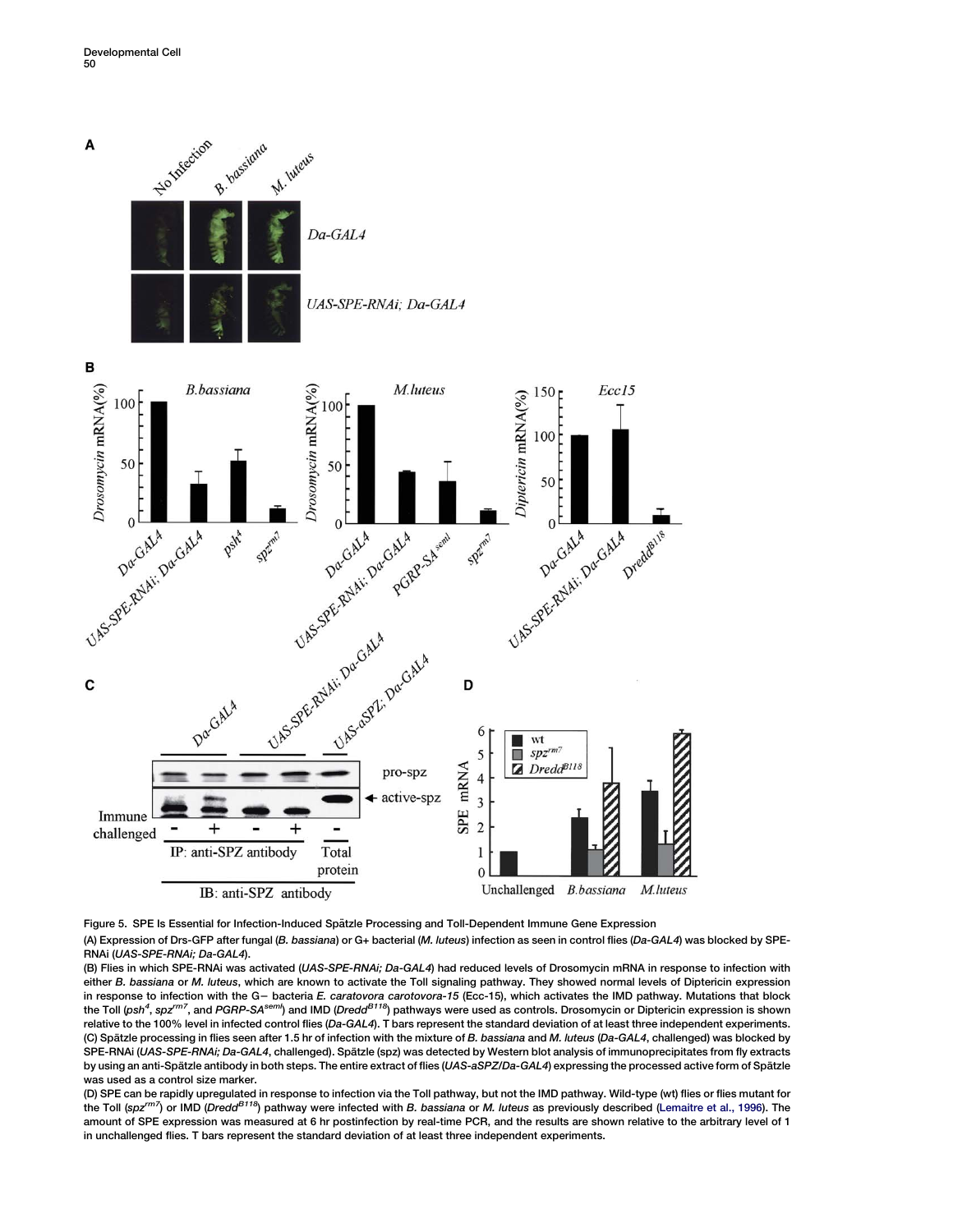Figure 5. SPE Is Essential for Infection-Induced Spätzle Processing and Toll-Dependent Immune Gene Expression

(A) Expression of Drs-GFP after fungal (*B. bassiana*) or G+ bacterial (*M. luteus*) infection as seen in control flies (*Da-GAL4*) was blocked by SPE-RNAi (*UAS-SPE-RNAi; Da-GAL4*).

(B) Flies in which SPE-RNAi was activated (*UAS-SPE-RNAi; Da-GAL4*) had reduced levels of Drosomycin mRNA in response to infection with either *B. bassiana* or *M. luteus*, which are known to activate the Toll signaling pathway. They showed normal levels of Diptericin expression in response to infection with the G− bacteria *E. caratovora carotovora-15* (Ecc-15), which activates the IMD pathway. Mutations that block the Toll (*psh*$^{4}$, *spz*$^{rm7}$, and *PGRP-SA*$^{seml}$) and IMD (*Dredd*$^{B118}$) pathways were used as controls. Drosomycin or Diptericin expression is shown relative to the 100% level in infected control flies (*Da-GAL4*). T bars represent the standard deviation of at least three independent experiments.

(C) Spätzle processing in flies seen after 1.5 hr of infection with the mixture of *B. bassiana* and *M. luteus* (*Da-GAL4*, challenged) was blocked by SPE-RNAi (*UAS-SPE-RNAi; Da-GAL4*, challenged). Spätzle (spz) was detected by Western blot analysis of immunoprecipitates from fly extracts by using an anti-Spätzle antibody in both steps. The entire extract of flies (*UAS-aSPZ/Da-GAL4*) expressing the processed active form of Spätzle was used as a control size marker.

(D) SPE can be rapidly upregulated in response to infection via the Toll pathway, but not the IMD pathway. Wild-type (wt) flies or flies mutant for the Toll (*spz*$^{rm7}$) or IMD (*Dredd*$^{B118}$) pathway were infected with *B. bassiana* or *M. luteus* as previously described (Lemaitre et al., 1996). The amount of SPE expression was measured at 6 hr postinfection by real-time PCR, and the results are shown relative to the arbitrary level of 1 in unchallenged flies. T bars represent the standard deviation of at least three independent experiments.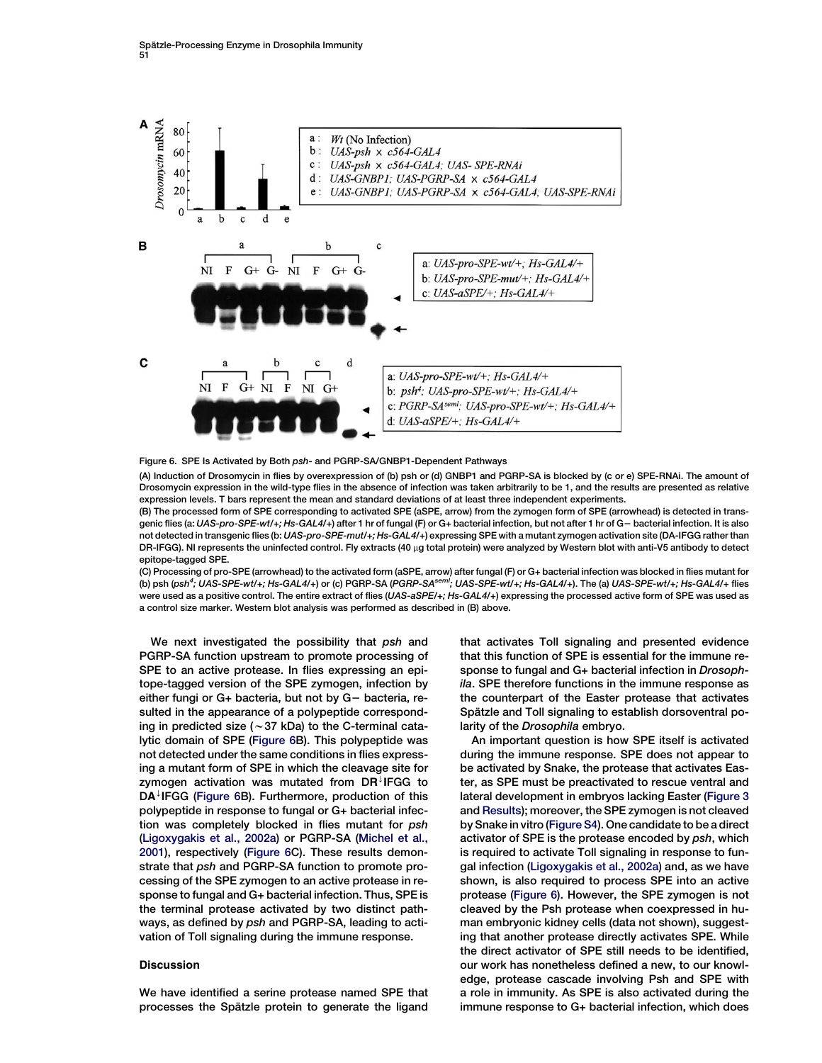Figure 6. SPE Is Activated by Both *psh*- and PGRP-SA/GNBP1-Dependent Pathways

(A) Induction of Drosomycin in flies by overexpression of (b) psh or (d) GNBP1 and PGRP-SA is blocked by (c or e) SPE-RNAi. The amount of Drosomycin expression in the wild-type flies in the absence of infection was taken arbitrarily to be 1, and the results are presented as relative expression levels. T bars represent the mean and standard deviations of at least three independent experiments.

(B) The processed form of SPE corresponding to activated SPE (aSPE, arrow) from the zymogen form of SPE (arrowhead) is detected in transgenic flies (a: *UAS-pro-SPE-wt/+; Hs-GAL4/+*) after 1 hr of fungal (F) or G+ bacterial infection, but not after 1 hr of G− bacterial infection. It is also not detected in transgenic flies (b: *UAS-pro-SPE-mut/+; Hs-GAL4/+*) expressing SPE with a mutant zymogen activation site (DA-IFGG rather than DR-IFGG). NI represents the uninfected control. Fly extracts (40 μg total protein) were analyzed by Western blot with anti-V5 antibody to detect epitope-tagged SPE.

(C) Processing of pro-SPE (arrowhead) to the activated form (aSPE, arrow) after fungal (F) or G+ bacterial infection was blocked in flies mutant for (b) psh (*psh*[4]*; UAS-SPE-wt/+; Hs-GAL4/+*) or (c) PGRP-SA (*PGRP-SA*[seml]*; UAS-SPE-wt/+; Hs-GAL4/+*). The (a) *UAS-SPE-wt/+; Hs-GAL4/+* flies were used as a positive control. The entire extract of flies (*UAS-aSPE/+; Hs-GAL4/+*) expressing the processed active form of SPE was used as a control size marker. Western blot analysis was performed as described in (B) above.

We next investigated the possibility that *psh* and PGRP-SA function upstream to promote processing of SPE to an active protease. In flies expressing an epitope-tagged version of the SPE zymogen, infection by either fungi or G+ bacteria, but not by G− bacteria, resulted in the appearance of a polypeptide corresponding in predicted size (~37 kDa) to the C-terminal catalytic domain of SPE (Figure 6B). This polypeptide was not detected under the same conditions in flies expressing a mutant form of SPE in which the cleavage site for zymogen activation was mutated from DR↓IFGG to DA↓IFGG (Figure 6B). Furthermore, production of this polypeptide in response to fungal or G+ bacterial infection was completely blocked in flies mutant for *psh* (Ligoxygakis et al., 2002a) or PGRP-SA (Michel et al., 2001), respectively (Figure 6C). These results demonstrate that *psh* and PGRP-SA function to promote processing of the SPE zymogen to an active protease in response to fungal and G+ bacterial infection. Thus, SPE is the terminal protease activated by two distinct pathways, as defined by *psh* and PGRP-SA, leading to activation of Toll signaling during the immune response.

## Discussion

We have identified a serine protease named SPE that processes the Spätzle protein to generate the ligand that activates Toll signaling and presented evidence that this function of SPE is essential for the immune response to fungal and G+ bacterial infection in *Drosophila*. SPE therefore functions in the immune response as the counterpart of the Easter protease that activates Spätzle and Toll signaling to establish dorsoventral polarity of the *Drosophila* embryo.

An important question is how SPE itself is activated during the immune response. SPE does not appear to be activated by Snake, the protease that activates Easter, as SPE must be preactivated to rescue ventral and lateral development in embryos lacking Easter (Figure 3 and Results); moreover, the SPE zymogen is not cleaved by Snake in vitro (Figure S4). One candidate to be a direct activator of SPE is the protease encoded by *psh*, which is required to activate Toll signaling in response to fungal infection (Ligoxygakis et al., 2002a) and, as we have shown, is also required to process SPE into an active protease (Figure 6). However, the SPE zymogen is not cleaved by the Psh protease when coexpressed in human embryonic kidney cells (data not shown), suggesting that another protease directly activates SPE. While the direct activator of SPE still needs to be identified, our work has nonetheless defined a new, to our knowledge, protease cascade involving Psh and SPE with a role in immunity. As SPE is also activated during the immune response to G+ bacterial infection, which does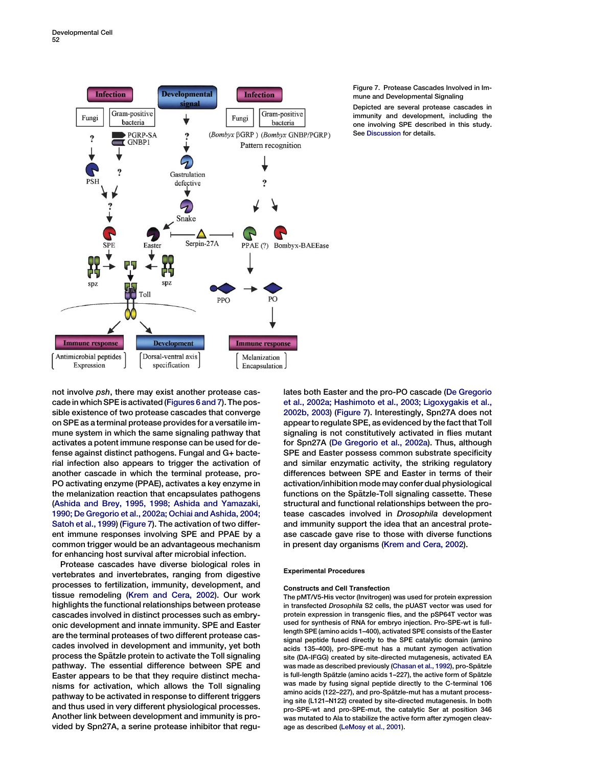Figure 7. Protease Cascades Involved in Immune and Developmental Signaling

Depicted are several protease cascades in immunity and development, including the one involving SPE described in this study. See Discussion for details.

not involve *psh*, there may exist another protease cascade in which SPE is activated (Figures 6 and 7). The possible existence of two protease cascades that converge on SPE as a terminal protease provides for a versatile immune system in which the same signaling pathway that activates a potent immune response can be used for defense against distinct pathogens. Fungal and G+ bacterial infection also appears to trigger the activation of another cascade in which the terminal protease, pro-PO activating enzyme (PPAE), activates a key enzyme in the melanization reaction that encapsulates pathogens (Ashida and Brey, 1995, 1998; Ashida and Yamazaki, 1990; De Gregorio et al., 2002a; Ochiai and Ashida, 2004; Satoh et al., 1999) (Figure 7). The activation of two different immune responses involving SPE and PPAE by a common trigger would be an advantageous mechanism for enhancing host survival after microbial infection.

Protease cascades have diverse biological roles in vertebrates and invertebrates, ranging from digestive processes to fertilization, immunity, development, and tissue remodeling (Krem and Cera, 2002). Our work highlights the functional relationships between protease cascades involved in distinct processes such as embryonic development and innate immunity. SPE and Easter are the terminal proteases of two different protease cascades involved in development and immunity, yet both process the Spätzle protein to activate the Toll signaling pathway. The essential difference between SPE and Easter appears to be that they require distinct mechanisms for activation, which allows the Toll signaling pathway to be activated in response to different triggers and thus used in very different physiological processes. Another link between development and immunity is provided by Spn27A, a serine protease inhibitor that regulates both Easter and the pro-PO cascade (De Gregorio et al., 2002a; Hashimoto et al., 2003; Ligoxygakis et al., 2002b, 2003) (Figure 7). Interestingly, Spn27A does not appear to regulate SPE, as evidenced by the fact that Toll signaling is not constitutively activated in flies mutant for Spn27A (De Gregorio et al., 2002a). Thus, although SPE and Easter possess common substrate specificity and similar enzymatic activity, the striking regulatory differences between SPE and Easter in terms of their activation/inhibition mode may confer dual physiological functions on the Spätzle-Toll signaling cassette. These structural and functional relationships between the protease cascades involved in *Drosophila* development and immunity support the idea that an ancestral protease cascade gave rise to those with diverse functions in present day organisms (Krem and Cera, 2002).

## Experimental Procedures

### Constructs and Cell Transfection

The pMT/V5-His vector (Invitrogen) was used for protein expression in transfected *Drosophila* S2 cells, the pUAST vector was used for protein expression in transgenic flies, and the pSP64T vector was used for synthesis of RNA for embryo injection. Pro-SPE-wt is full-length SPE (amino acids 1–400), activated SPE consists of the Easter signal peptide fused directly to the SPE catalytic domain (amino acids 135–400), pro-SPE-mut has a mutant zymogen activation site (DA-IFGG) created by site-directed mutagenesis, activated EA was made as described previously (Chasan et al., 1992), pro-Spätzle is full-length Spätzle (amino acids 1–227), the active form of Spätzle was made by fusing signal peptide directly to the C-terminal 106 amino acids (122–227), and pro-Spätzle-mut has a mutant processing site (L121–N122) created by site-directed mutagenesis. In both pro-SPE-wt and pro-SPE-mut, the catalytic Ser at position 346 was mutated to Ala to stabilize the active form after zymogen cleavage as described (LeMosy et al., 2001).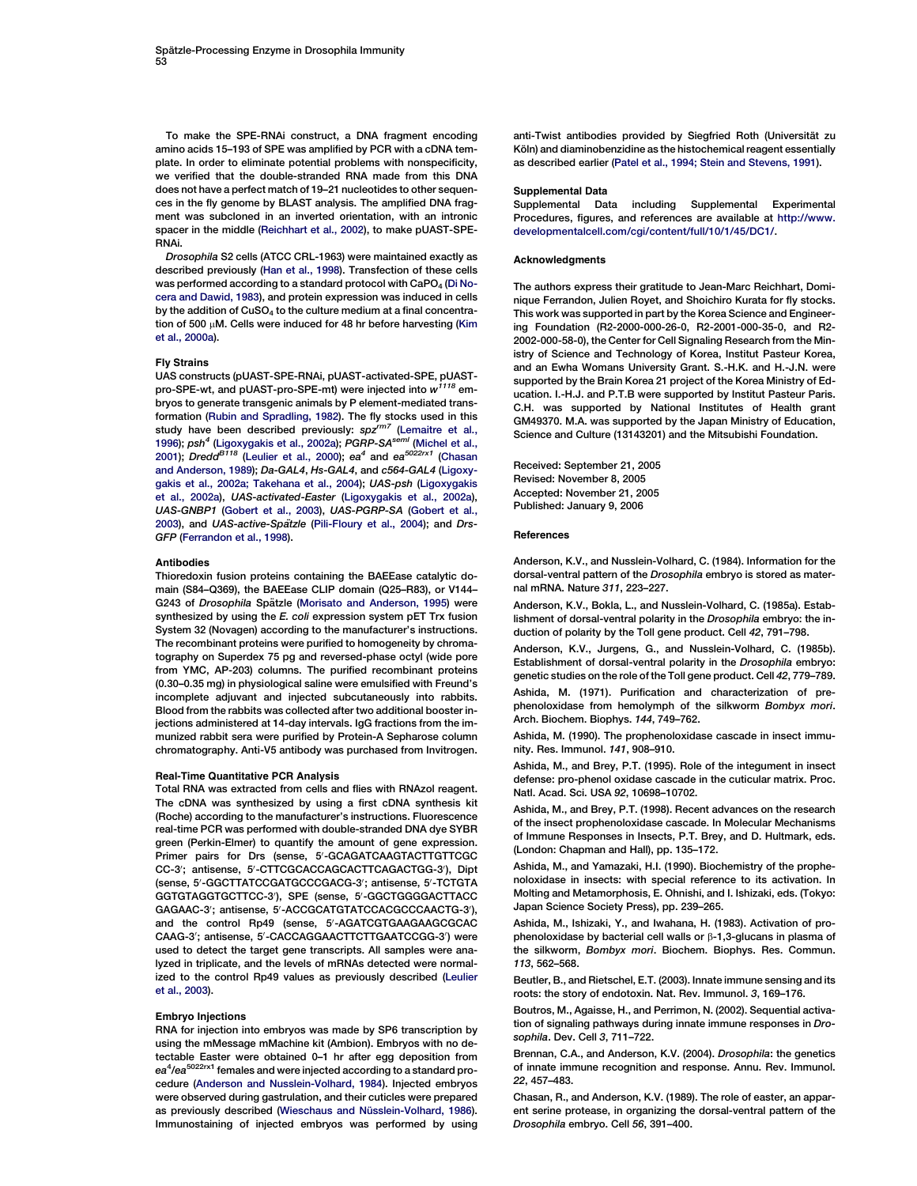To make the SPE-RNAi construct, a DNA fragment encoding amino acids 15–193 of SPE was amplified by PCR with a cDNA template. In order to eliminate potential problems with nonspecificity, we verified that the double-stranded RNA made from this DNA does not have a perfect match of 19–21 nucleotides to other sequences in the fly genome by BLAST analysis. The amplified DNA fragment was subcloned in an inverted orientation, with an intronic spacer in the middle (Reichhart et al., 2002), to make pUAST-SPE-RNAi.

*Drosophila* S2 cells (ATCC CRL-1963) were maintained exactly as described previously (Han et al., 1998). Transfection of these cells was performed according to a standard protocol with $CaPO_4$ (Di Nocera and Dawid, 1983), and protein expression was induced in cells by the addition of $CuSO_4$ to the culture medium at a final concentration of 500 μM. Cells were induced for 48 hr before harvesting (Kim et al., 2000a).

### Fly Strains

UAS constructs (pUAST-SPE-RNAi, pUAST-activated-SPE, pUAST-pro-SPE-wt, and pUAST-pro-SPE-mt) were injected into $w^{1118}$ embryos to generate transgenic animals by P element-mediated transformation (Rubin and Spradling, 1982). The fly stocks used in this study have been described previously: $spz^{rm7}$ (Lemaitre et al., 1996); $psh^4$ (Ligoxygakis et al., 2002a); $PGRP\text{-}SA^{seml}$ (Michel et al., 2001); $Dredd^{B118}$ (Leulier et al., 2000); $ea^4$ and $ea^{5022rx1}$ (Chasan and Anderson, 1989); *Da-GAL4*, *Hs-GAL4*, and *c564-GAL4* (Ligoxygakis et al., 2002a; Takehana et al., 2004); *UAS-psh* (Ligoxygakis et al., 2002a), *UAS-activated-Easter* (Ligoxygakis et al., 2002a), *UAS-GNBP1* (Gobert et al., 2003), *UAS-PGRP-SA* (Gobert et al., 2003), and *UAS-active-Spätzle* (Pili-Floury et al., 2004); and *Drs-GFP* (Ferrandon et al., 1998).

### Antibodies

Thioredoxin fusion proteins containing the BAEEase catalytic domain (S84–Q369), the BAEEase CLIP domain (Q25–R83), or V144–G243 of *Drosophila* Spätzle (Morisato and Anderson, 1995) were synthesized by using the *E. coli* expression system pET Trx fusion System 32 (Novagen) according to the manufacturer's instructions. The recombinant proteins were purified to homogeneity by chromatography on Superdex 75 pg and reversed-phase octyl (wide pore from YMC, AP-203) columns. The purified recombinant proteins (0.30–0.35 mg) in physiological saline were emulsified with Freund's incomplete adjuvant and injected subcutaneously into rabbits. Blood from the rabbits was collected after two additional booster injections administered at 14-day intervals. IgG fractions from the immunized rabbit sera were purified by Protein-A Sepharose column chromatography. Anti-V5 antibody was purchased from Invitrogen.

### Real-Time Quantitative PCR Analysis

Total RNA was extracted from cells and flies with RNAzol reagent. The cDNA was synthesized by using a first cDNA synthesis kit (Roche) according to the manufacturer's instructions. Fluorescence real-time PCR was performed with double-stranded DNA dye SYBR green (Perkin-Elmer) to quantify the amount of gene expression. Primer pairs for Drs (sense, 5′-GCAGATCAAGTACTTGTTCGCCC-3′; antisense, 5′-CTTCGCACCAGCACTTCAGACTGG-3′), Dipt (sense, 5′-GGCTTATCCGATGCCCGACG-3′; antisense, 5′-TCTGTAGGTGTAGGTGCTTCC-3′), SPE (sense, 5′-GGCTGGGGACTTACCGAGAAC-3′; antisense, 5′-ACCGCATGTATCCACGCCCAACTG-3′), and the control Rp49 (sense, 5′-AGATCGTGAAGAAGCGCACCAAG-3′; antisense, 5′-CACCAGGAACTTCTTGAATCCGG-3′) were used to detect the target gene transcripts. All samples were analyzed in triplicate, and the levels of mRNAs detected were normalized to the control Rp49 values as previously described (Leulier et al., 2003).

### Embryo Injections

RNA for injection into embryos was made by SP6 transcription by using the mMessage mMachine kit (Ambion). Embryos with no detectable Easter were obtained 0–1 hr after egg deposition from $ea^4/ea^{5022rx1}$ females and were injected according to a standard procedure (Anderson and Nusslein-Volhard, 1984). Injected embryos were observed during gastrulation, and their cuticles were prepared as previously described (Wieschaus and Nüsslein-Volhard, 1986). Immunostaining of injected embryos was performed by using anti-Twist antibodies provided by Siegfried Roth (Universität zu Köln) and diaminobenzidine as the histochemical reagent essentially as described earlier (Patel et al., 1994; Stein and Stevens, 1991).

### Supplemental Data

Supplemental Data including Supplemental Experimental Procedures, figures, and references are available at http://www.developmentalcell.com/cgi/content/full/10/1/45/DC1/.

### Acknowledgments

The authors express their gratitude to Jean-Marc Reichhart, Dominique Ferrandon, Julien Royet, and Shoichiro Kurata for fly stocks. This work was supported in part by the Korea Science and Engineering Foundation (R2-2000-000-26-0, R2-2001-000-35-0, and R2-2002-000-58-0), the Center for Cell Signaling Research from the Ministry of Science and Technology of Korea, Institut Pasteur Korea, and an Ewha Womans University Grant. S.-H.K. and H.-J.N. were supported by the Brain Korea 21 project of the Korea Ministry of Education. I.-H.J. and P.T.B were supported by Institut Pasteur Paris. C.H. was supported by National Institutes of Health grant GM49370. M.A. was supported by the Japan Ministry of Education, Science and Culture (13143201) and the Mitsubishi Foundation.

Received: September 21, 2005
Revised: November 8, 2005
Accepted: November 21, 2005
Published: January 9, 2006

### References

Anderson, K.V., and Nusslein-Volhard, C. (1984). Information for the dorsal-ventral pattern of the *Drosophila* embryo is stored as maternal mRNA. Nature *311*, 223–227.

Anderson, K.V., Bokla, L., and Nusslein-Volhard, C. (1985a). Establishment of dorsal-ventral polarity in the *Drosophila* embryo: the induction of polarity by the Toll gene product. Cell *42*, 791–798.

Anderson, K.V., Jurgens, G., and Nusslein-Volhard, C. (1985b). Establishment of dorsal-ventral polarity in the *Drosophila* embryo: genetic studies on the role of the Toll gene product. Cell *42*, 779–789.

Ashida, M. (1971). Purification and characterization of pre-phenoloxidase from hemolymph of the silkworm *Bombyx mori*. Arch. Biochem. Biophys. *144*, 749–762.

Ashida, M. (1990). The prophenoloxidase cascade in insect immunity. Res. Immunol. *141*, 908–910.

Ashida, M., and Brey, P.T. (1995). Role of the integument in insect defense: pro-phenol oxidase cascade in the cuticular matrix. Proc. Natl. Acad. Sci. USA *92*, 10698–10702.

Ashida, M., and Brey, P.T. (1998). Recent advances on the research of the insect prophenoloxidase cascade. In Molecular Mechanisms of Immune Responses in Insects, P.T. Brey, and D. Hultmark, eds. (London: Chapman and Hall), pp. 135–172.

Ashida, M., and Yamazaki, H.I. (1990). Biochemistry of the prophenoloxidase in insects: with special reference to its activation. In Molting and Metamorphosis, E. Ohnishi, and I. Ishizaki, eds. (Tokyo: Japan Science Society Press), pp. 239–265.

Ashida, M., Ishizaki, Y., and Iwahana, H. (1983). Activation of prophenoloxidase by bacterial cell walls or β-1,3-glucans in plasma of the silkworm, *Bombyx mori*. Biochem. Biophys. Res. Commun. *113*, 562–568.

Beutler, B., and Rietschel, E.T. (2003). Innate immune sensing and its roots: the story of endotoxin. Nat. Rev. Immunol. *3*, 169–176.

Boutros, M., Agaisse, H., and Perrimon, N. (2002). Sequential activation of signaling pathways during innate immune responses in *Drosophila*. Dev. Cell *3*, 711–722.

Brennan, C.A., and Anderson, K.V. (2004). *Drosophila*: the genetics of innate immune recognition and response. Annu. Rev. Immunol. *22*, 457–483.

Chasan, R., and Anderson, K.V. (1989). The role of easter, an apparent serine protease, in organizing the dorsal-ventral pattern of the *Drosophila* embryo. Cell *56*, 391–400.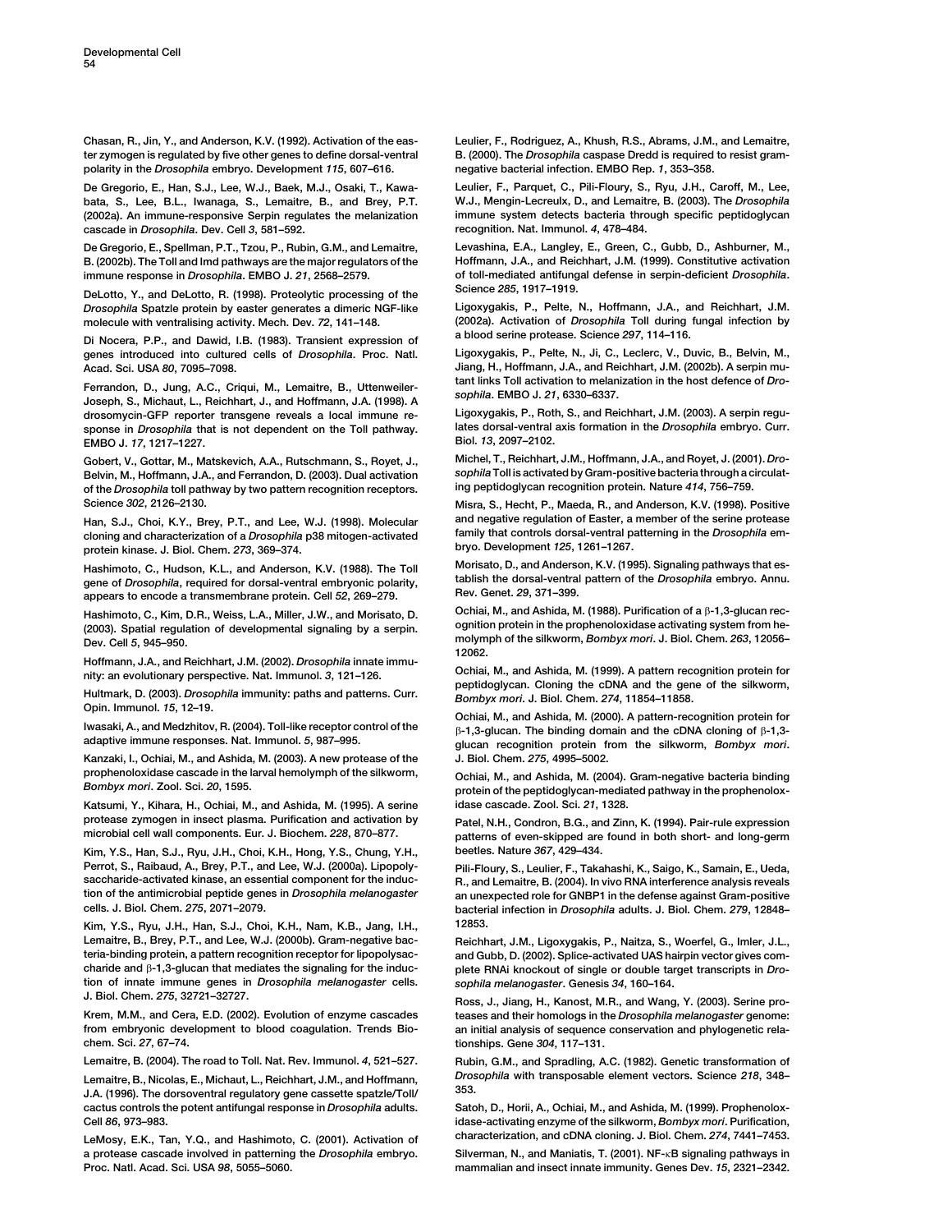Chasan, R., Jin, Y., and Anderson, K.V. (1992). Activation of the easter zymogen is regulated by five other genes to define dorsal-ventral polarity in the *Drosophila* embryo. Development *115*, 607–616.

De Gregorio, E., Han, S.J., Lee, W.J., Baek, M.J., Osaki, T., Kawabata, S., Lee, B.L., Iwanaga, S., Lemaitre, B., and Brey, P.T. (2002a). An immune-responsive Serpin regulates the melanization cascade in *Drosophila*. Dev. Cell *3*, 581–592.

De Gregorio, E., Spellman, P.T., Tzou, P., Rubin, G.M., and Lemaitre, B. (2002b). The Toll and Imd pathways are the major regulators of the immune response in *Drosophila*. EMBO J. *21*, 2568–2579.

DeLotto, Y., and DeLotto, R. (1998). Proteolytic processing of the *Drosophila* Spatzle protein by easter generates a dimeric NGF-like molecule with ventralising activity. Mech. Dev. *72*, 141–148.

Di Nocera, P.P., and Dawid, I.B. (1983). Transient expression of genes introduced into cultured cells of *Drosophila*. Proc. Natl. Acad. Sci. USA *80*, 7095–7098.

Ferrandon, D., Jung, A.C., Criqui, M., Lemaitre, B., Uttenweiler-Joseph, S., Michaut, L., Reichhart, J., and Hoffmann, J.A. (1998). A drosomycin-GFP reporter transgene reveals a local immune response in *Drosophila* that is not dependent on the Toll pathway. EMBO J. *17*, 1217–1227.

Gobert, V., Gottar, M., Matskevich, A.A., Rutschmann, S., Royet, J., Belvin, M., Hoffmann, J.A., and Ferrandon, D. (2003). Dual activation of the *Drosophila* toll pathway by two pattern recognition receptors. Science *302*, 2126–2130.

Han, S.J., Choi, K.Y., Brey, P.T., and Lee, W.J. (1998). Molecular cloning and characterization of a *Drosophila* p38 mitogen-activated protein kinase. J. Biol. Chem. *273*, 369–374.

Hashimoto, C., Hudson, K.L., and Anderson, K.V. (1988). The Toll gene of *Drosophila*, required for dorsal-ventral embryonic polarity, appears to encode a transmembrane protein. Cell *52*, 269–279.

Hashimoto, C., Kim, D.R., Weiss, L.A., Miller, J.W., and Morisato, D. (2003). Spatial regulation of developmental signaling by a serpin. Dev. Cell *5*, 945–950.

Hoffmann, J.A., and Reichhart, J.M. (2002). *Drosophila* innate immunity: an evolutionary perspective. Nat. Immunol. *3*, 121–126.

Hultmark, D. (2003). *Drosophila* immunity: paths and patterns. Curr. Opin. Immunol. *15*, 12–19.

Iwasaki, A., and Medzhitov, R. (2004). Toll-like receptor control of the adaptive immune responses. Nat. Immunol. *5*, 987–995.

Kanzaki, I., Ochiai, M., and Ashida, M. (2003). A new protease of the prophenoloxidase cascade in the larval hemolymph of the silkworm, *Bombyx mori*. Zool. Sci. *20*, 1595.

Katsumi, Y., Kihara, H., Ochiai, M., and Ashida, M. (1995). A serine protease zymogen in insect plasma. Purification and activation by microbial cell wall components. Eur. J. Biochem. *228*, 870–877.

Kim, Y.S., Han, S.J., Ryu, J.H., Choi, K.H., Hong, Y.S., Chung, Y.H., Perrot, S., Raibaud, A., Brey, P.T., and Lee, W.J. (2000a). Lipopolysaccharide-activated kinase, an essential component for the induction of the antimicrobial peptide genes in *Drosophila melanogaster* cells. J. Biol. Chem. *275*, 2071–2079.

Kim, Y.S., Ryu, J.H., Han, S.J., Choi, K.H., Nam, K.B., Jang, I.H., Lemaitre, B., Brey, P.T., and Lee, W.J. (2000b). Gram-negative bacteria-binding protein, a pattern recognition receptor for lipopolysaccharide and β-1,3-glucan that mediates the signaling for the induction of innate immune genes in *Drosophila melanogaster* cells. J. Biol. Chem. *275*, 32721–32727.

Krem, M.M., and Cera, E.D. (2002). Evolution of enzyme cascades from embryonic development to blood coagulation. Trends Biochem. Sci. *27*, 67–74.

Lemaitre, B. (2004). The road to Toll. Nat. Rev. Immunol. *4*, 521–527.

Lemaitre, B., Nicolas, E., Michaut, L., Reichhart, J.M., and Hoffmann, J.A. (1996). The dorsoventral regulatory gene cassette spatzle/Toll/cactus controls the potent antifungal response in *Drosophila* adults. Cell *86*, 973–983.

LeMosy, E.K., Tan, Y.Q., and Hashimoto, C. (2001). Activation of a protease cascade involved in patterning the *Drosophila* embryo. Proc. Natl. Acad. Sci. USA *98*, 5055–5060.

Leulier, F., Rodriguez, A., Khush, R.S., Abrams, J.M., and Lemaitre, B. (2000). The *Drosophila* caspase Dredd is required to resist gram-negative bacterial infection. EMBO Rep. *1*, 353–358.

Leulier, F., Parquet, C., Pili-Floury, S., Ryu, J.H., Caroff, M., Lee, W.J., Mengin-Lecreulx, D., and Lemaitre, B. (2003). The *Drosophila* immune system detects bacteria through specific peptidoglycan recognition. Nat. Immunol. *4*, 478–484.

Levashina, E.A., Langley, E., Green, C., Gubb, D., Ashburner, M., Hoffmann, J.A., and Reichhart, J.M. (1999). Constitutive activation of toll-mediated antifungal defense in serpin-deficient *Drosophila*. Science *285*, 1917–1919.

Ligoxygakis, P., Pelte, N., Hoffmann, J.A., and Reichhart, J.M. (2002a). Activation of *Drosophila* Toll during fungal infection by a blood serine protease. Science *297*, 114–116.

Ligoxygakis, P., Pelte, N., Ji, C., Leclerc, V., Duvic, B., Belvin, M., Jiang, H., Hoffmann, J.A., and Reichhart, J.M. (2002b). A serpin mutant links Toll activation to melanization in the host defence of *Drosophila*. EMBO J. *21*, 6330–6337.

Ligoxygakis, P., Roth, S., and Reichhart, J.M. (2003). A serpin regulates dorsal-ventral axis formation in the *Drosophila* embryo. Curr. Biol. *13*, 2097–2102.

Michel, T., Reichhart, J.M., Hoffmann, J.A., and Royet, J. (2001). *Drosophila* Toll is activated by Gram-positive bacteria through a circulating peptidoglycan recognition protein. Nature *414*, 756–759.

Misra, S., Hecht, P., Maeda, R., and Anderson, K.V. (1998). Positive and negative regulation of Easter, a member of the serine protease family that controls dorsal-ventral patterning in the *Drosophila* embryo. Development *125*, 1261–1267.

Morisato, D., and Anderson, K.V. (1995). Signaling pathways that establish the dorsal-ventral pattern of the *Drosophila* embryo. Annu. Rev. Genet. *29*, 371–399.

Ochiai, M., and Ashida, M. (1988). Purification of a β-1,3-glucan recognition protein in the prophenoloxidase activating system from hemolymph of the silkworm, *Bombyx mori*. J. Biol. Chem. *263*, 12056–12062.

Ochiai, M., and Ashida, M. (1999). A pattern recognition protein for peptidoglycan. Cloning the cDNA and the gene of the silkworm, *Bombyx mori*. J. Biol. Chem. *274*, 11854–11858.

Ochiai, M., and Ashida, M. (2000). A pattern-recognition protein for β-1,3-glucan. The binding domain and the cDNA cloning of β-1,3-glucan recognition protein from the silkworm, *Bombyx mori*. J. Biol. Chem. *275*, 4995–5002.

Ochiai, M., and Ashida, M. (2004). Gram-negative bacteria binding protein of the peptidoglycan-mediated pathway in the prophenoloxidase cascade. Zool. Sci. *21*, 1328.

Patel, N.H., Condron, B.G., and Zinn, K. (1994). Pair-rule expression patterns of even-skipped are found in both short- and long-germ beetles. Nature *367*, 429–434.

Pili-Floury, S., Leulier, F., Takahashi, K., Saigo, K., Samain, E., Ueda, R., and Lemaitre, B. (2004). In vivo RNA interference analysis reveals an unexpected role for GNBP1 in the defense against Gram-positive bacterial infection in *Drosophila* adults. J. Biol. Chem. *279*, 12848–12853.

Reichhart, J.M., Ligoxygakis, P., Naitza, S., Woerfel, G., Imler, J.L., and Gubb, D. (2002). Splice-activated UAS hairpin vector gives complete RNAi knockout of single or double target transcripts in *Drosophila melanogaster*. Genesis *34*, 160–164.

Ross, J., Jiang, H., Kanost, M.R., and Wang, Y. (2003). Serine proteases and their homologs in the *Drosophila melanogaster* genome: an initial analysis of sequence conservation and phylogenetic relationships. Gene *304*, 117–131.

Rubin, G.M., and Spradling, A.C. (1982). Genetic transformation of *Drosophila* with transposable element vectors. Science *218*, 348–353.

Satoh, D., Horii, A., Ochiai, M., and Ashida, M. (1999). Prophenoloxidase-activating enzyme of the silkworm, *Bombyx mori*. Purification, characterization, and cDNA cloning. J. Biol. Chem. *274*, 7441–7453.

Silverman, N., and Maniatis, T. (2001). NF-κB signaling pathways in mammalian and insect innate immunity. Genes Dev. *15*, 2321–2342.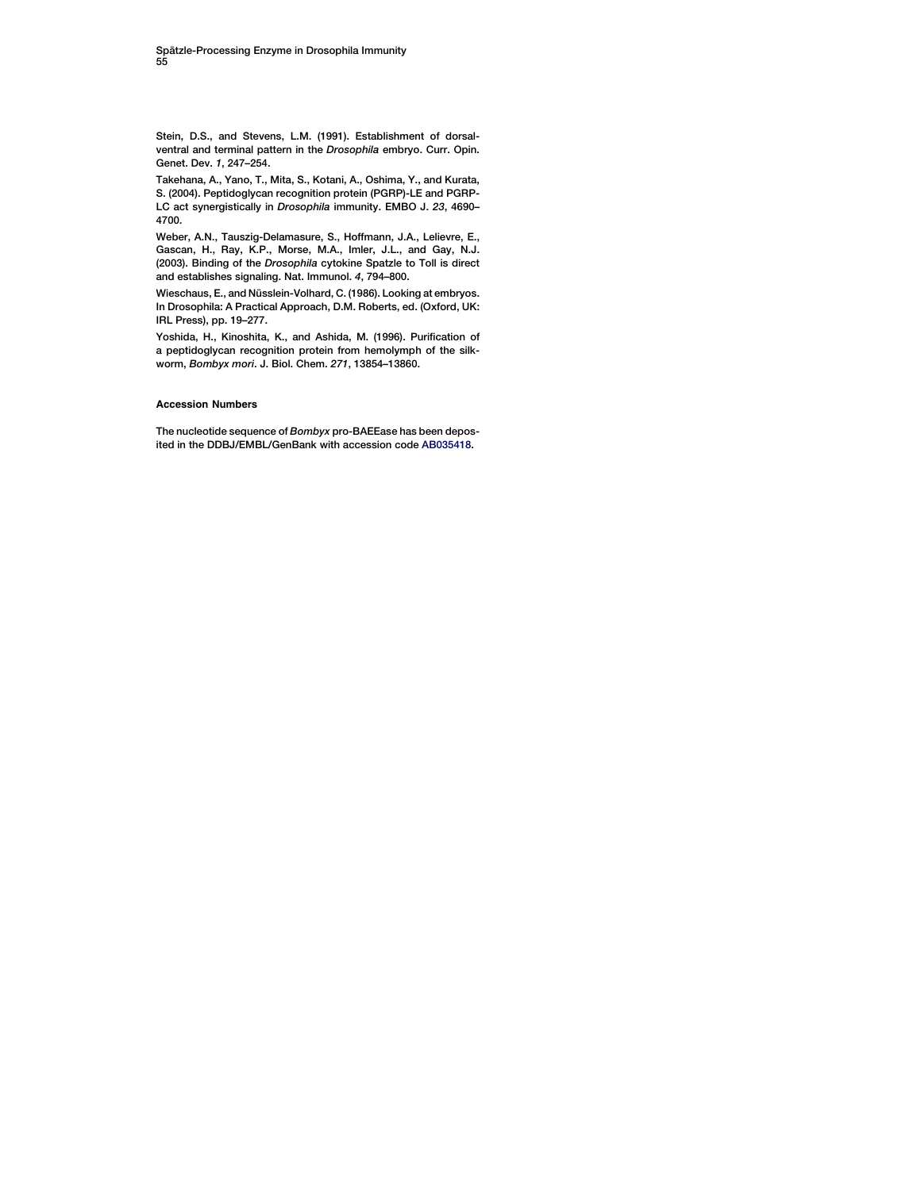Stein, D.S., and Stevens, L.M. (1991). Establishment of dorsal-ventral and terminal pattern in the *Drosophila* embryo. Curr. Opin. Genet. Dev. *1*, 247–254.

Takehana, A., Yano, T., Mita, S., Kotani, A., Oshima, Y., and Kurata, S. (2004). Peptidoglycan recognition protein (PGRP)-LE and PGRP-LC act synergistically in *Drosophila* immunity. EMBO J. *23*, 4690–4700.

Weber, A.N., Tauszig-Delamasure, S., Hoffmann, J.A., Lelievre, E., Gascan, H., Ray, K.P., Morse, M.A., Imler, J.L., and Gay, N.J. (2003). Binding of the *Drosophila* cytokine Spatzle to Toll is direct and establishes signaling. Nat. Immunol. *4*, 794–800.

Wieschaus, E., and Nüsslein-Volhard, C. (1986). Looking at embryos. In Drosophila: A Practical Approach, D.M. Roberts, ed. (Oxford, UK: IRL Press), pp. 19–277.

Yoshida, H., Kinoshita, K., and Ashida, M. (1996). Purification of a peptidoglycan recognition protein from hemolymph of the silkworm, *Bombyx mori*. J. Biol. Chem. *271*, 13854–13860.

## Accession Numbers

The nucleotide sequence of *Bombyx* pro-BAEEase has been deposited in the DDBJ/EMBL/GenBank with accession code AB035418.